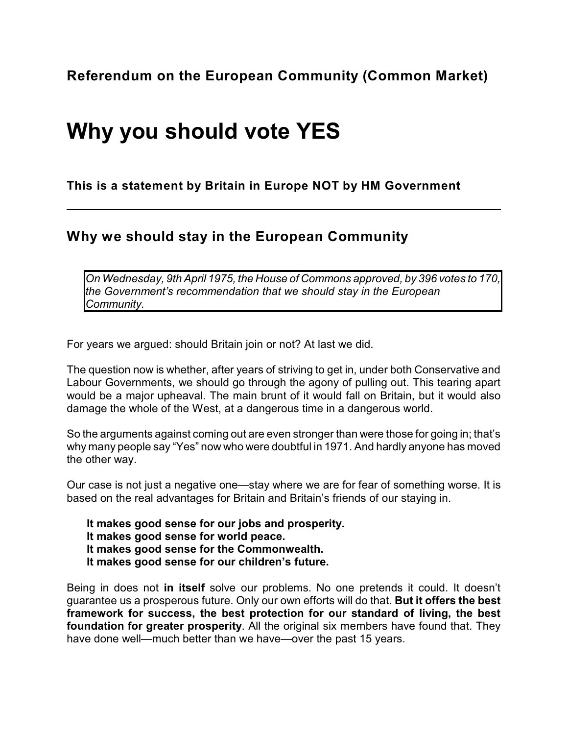**Referendum on the European Community (Common Market)**

# Why you should vote YES

**This is a statement by Britain in Europe NOT by HM Government**

---

## Why we should stay in the European Community

*On Wednesday, 9th April 1975, the House of Commons approved, by 396 votes to 170, the Government's recommendation that we should stay in the European Community.*

For years we argued: should Britain join or not? At last we did.

The question now is whether, after years of striving to get in, under both Conservative and Labour Governments, we should go through the agony of pulling out. This tearing apart would be a major upheaval. The main brunt of it would fall on Britain, but it would also damage the whole of the West, at a dangerous time in a dangerous world.

So the arguments against coming out are even stronger than were those for going in; that's why many people say "Yes" now who were doubtful in 1971. And hardly anyone has moved the other way.

Our case is not just a negative one—stay where we are for fear of something worse. It is based on the real advantages for Britain and Britain's friends of our staying in.

**It makes good sense for our jobs and prosperity.**
**It makes good sense for world peace.**
**It makes good sense for the Commonwealth.**
**It makes good sense for our children's future.**

Being in does not **in itself** solve our problems. No one pretends it could. It doesn't guarantee us a prosperous future. Only our own efforts will do that. **But it offers the best framework for success, the best protection for our standard of living, the best foundation for greater prosperity**. All the original six members have found that. They have done well—much better than we have—over the past 15 years.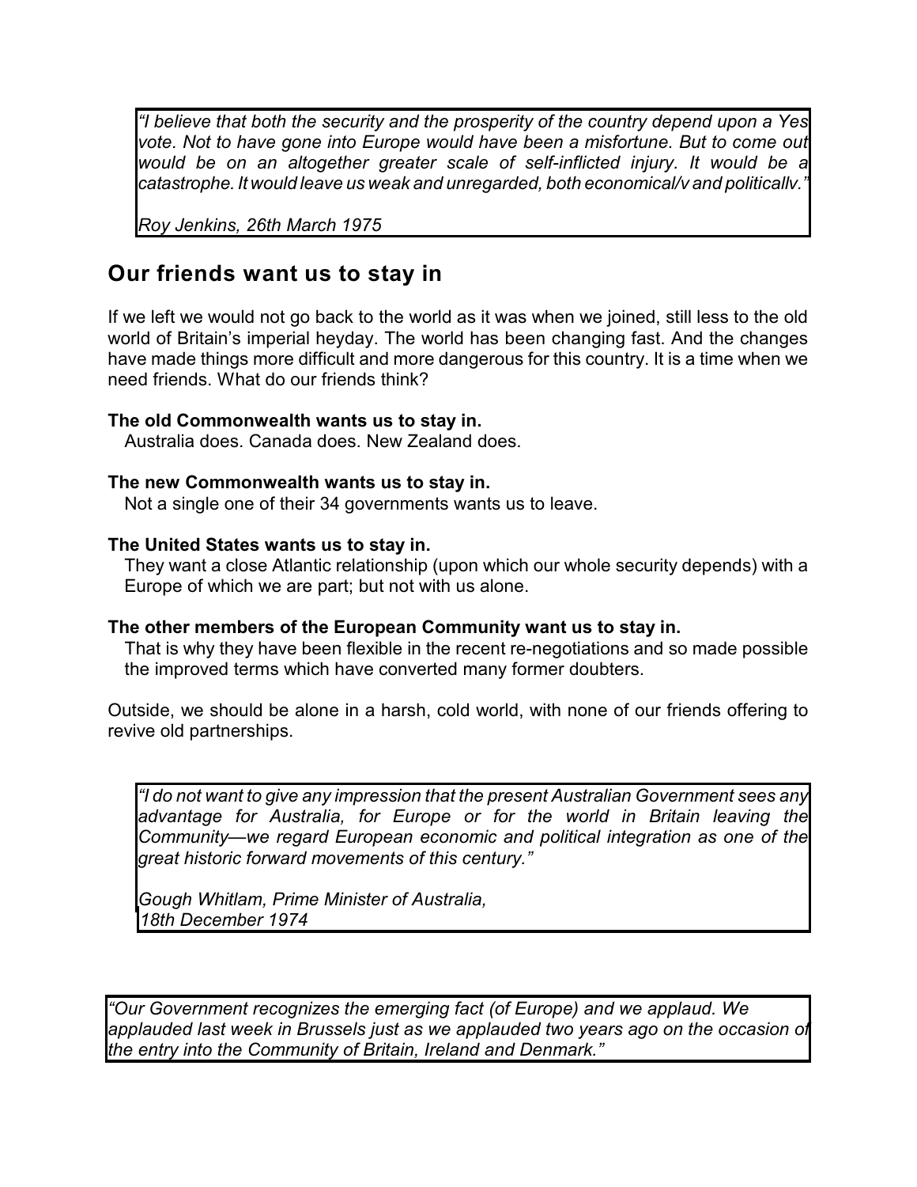*"I believe that both the security and the prosperity of the country depend upon a Yes vote. Not to have gone into Europe would have been a misfortune. But to come out would be on an altogether greater scale of self-inflicted injury. It would be a catastrophe. It would leave us weak and unregarded, both economical/v and politicallv."*

*Roy Jenkins, 26th March 1975*

## Our friends want us to stay in

If we left we would not go back to the world as it was when we joined, still less to the old world of Britain's imperial heyday. The world has been changing fast. And the changes have made things more difficult and more dangerous for this country. It is a time when we need friends. What do our friends think?

**The old Commonwealth wants us to stay in.**
Australia does. Canada does. New Zealand does.

**The new Commonwealth wants us to stay in.**
Not a single one of their 34 governments wants us to leave.

**The United States wants us to stay in.**
They want a close Atlantic relationship (upon which our whole security depends) with a Europe of which we are part; but not with us alone.

**The other members of the European Community want us to stay in.**
That is why they have been flexible in the recent re-negotiations and so made possible the improved terms which have converted many former doubters.

Outside, we should be alone in a harsh, cold world, with none of our friends offering to revive old partnerships.

*"I do not want to give any impression that the present Australian Government sees any advantage for Australia, for Europe or for the world in Britain leaving the Community—we regard European economic and political integration as one of the great historic forward movements of this century."*

*Gough Whitlam, Prime Minister of Australia, 18th December 1974*

*"Our Government recognizes the emerging fact (of Europe) and we applaud. We applauded last week in Brussels just as we applauded two years ago on the occasion of the entry into the Community of Britain, Ireland and Denmark."*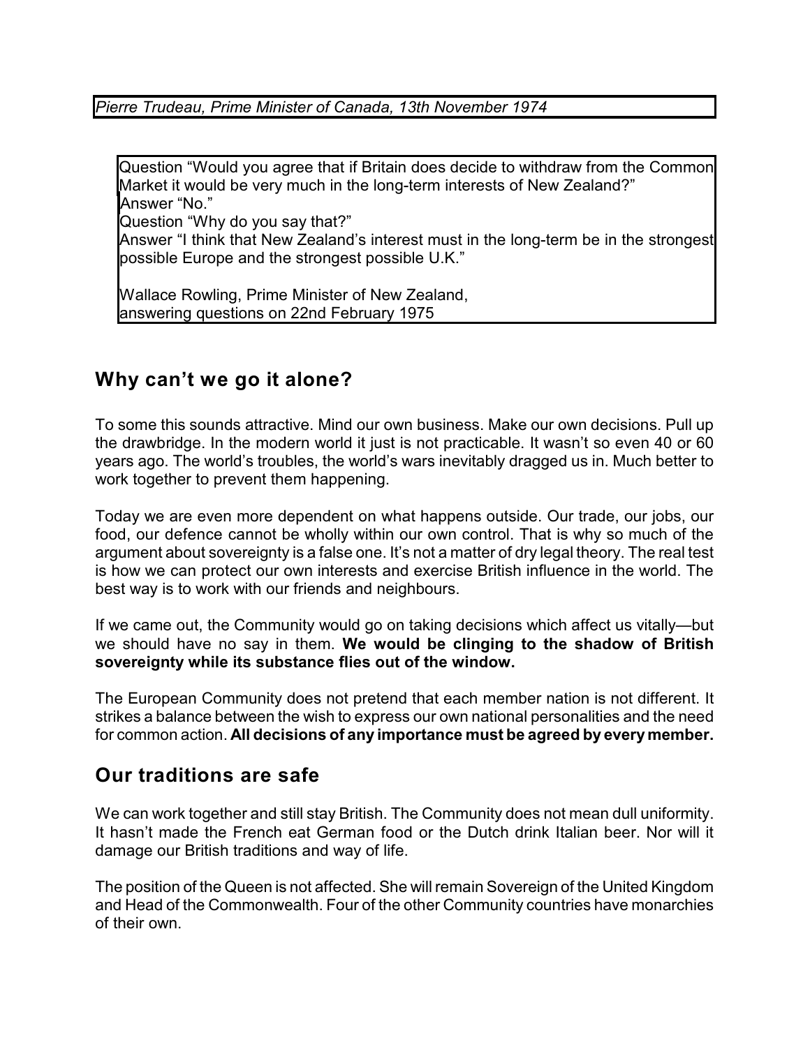*Pierre Trudeau, Prime Minister of Canada, 13th November 1974*

Question "Would you agree that if Britain does decide to withdraw from the Common Market it would be very much in the long-term interests of New Zealand?"
Answer "No."
Question "Why do you say that?"
Answer "I think that New Zealand's interest must in the long-term be in the strongest possible Europe and the strongest possible U.K."

Wallace Rowling, Prime Minister of New Zealand,
answering questions on 22nd February 1975

## Why can't we go it alone?

To some this sounds attractive. Mind our own business. Make our own decisions. Pull up the drawbridge. In the modern world it just is not practicable. It wasn't so even 40 or 60 years ago. The world's troubles, the world's wars inevitably dragged us in. Much better to work together to prevent them happening.

Today we are even more dependent on what happens outside. Our trade, our jobs, our food, our defence cannot be wholly within our own control. That is why so much of the argument about sovereignty is a false one. It's not a matter of dry legal theory. The real test is how we can protect our own interests and exercise British influence in the world. The best way is to work with our friends and neighbours.

If we came out, the Community would go on taking decisions which affect us vitally—but we should have no say in them. **We would be clinging to the shadow of British sovereignty while its substance flies out of the window.**

The European Community does not pretend that each member nation is not different. It strikes a balance between the wish to express our own national personalities and the need for common action. **All decisions of any importance must be agreed by every member.**

## Our traditions are safe

We can work together and still stay British. The Community does not mean dull uniformity. It hasn't made the French eat German food or the Dutch drink Italian beer. Nor will it damage our British traditions and way of life.

The position of the Queen is not affected. She will remain Sovereign of the United Kingdom and Head of the Commonwealth. Four of the other Community countries have monarchies of their own.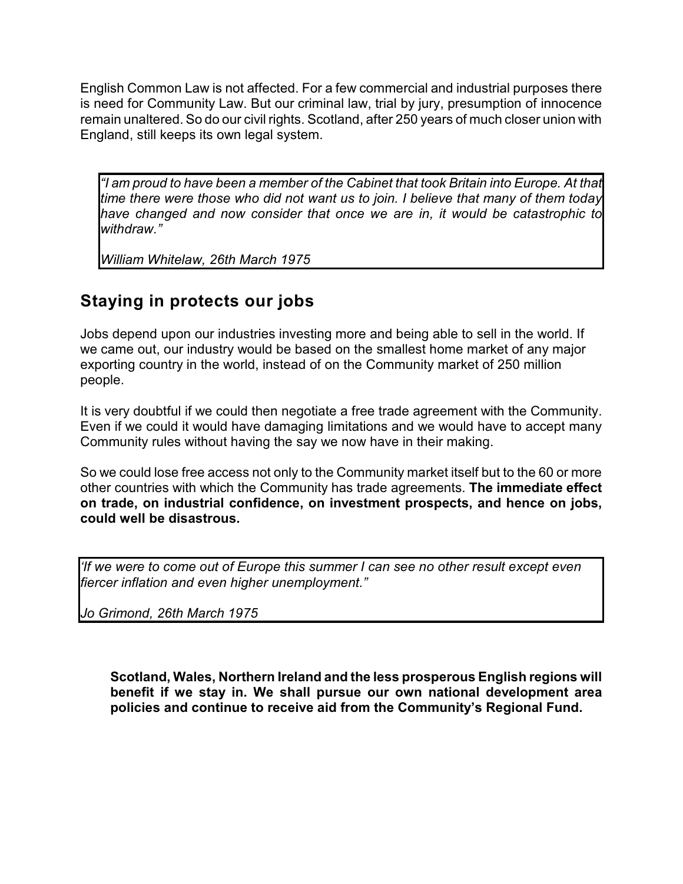English Common Law is not affected. For a few commercial and industrial purposes there is need for Community Law. But our criminal law, trial by jury, presumption of innocence remain unaltered. So do our civil rights. Scotland, after 250 years of much closer union with England, still keeps its own legal system.

> *"I am proud to have been a member of the Cabinet that took Britain into Europe. At that time there were those who did not want us to join. I believe that many of them today have changed and now consider that once we are in, it would be catastrophic to withdraw."*
>
> *William Whitelaw, 26th March 1975*

## Staying in protects our jobs

Jobs depend upon our industries investing more and being able to sell in the world. If we came out, our industry would be based on the smallest home market of any major exporting country in the world, instead of on the Community market of 250 million people.

It is very doubtful if we could then negotiate a free trade agreement with the Community. Even if we could it would have damaging limitations and we would have to accept many Community rules without having the say we now have in their making.

So we could lose free access not only to the Community market itself but to the 60 or more other countries with which the Community has trade agreements. **The immediate effect on trade, on industrial confidence, on investment prospects, and hence on jobs, could well be disastrous.**

> *'If we were to come out of Europe this summer I can see no other result except even fiercer inflation and even higher unemployment."*
>
> *Jo Grimond, 26th March 1975*

**Scotland, Wales, Northern Ireland and the less prosperous English regions will benefit if we stay in. We shall pursue our own national development area policies and continue to receive aid from the Community's Regional Fund.**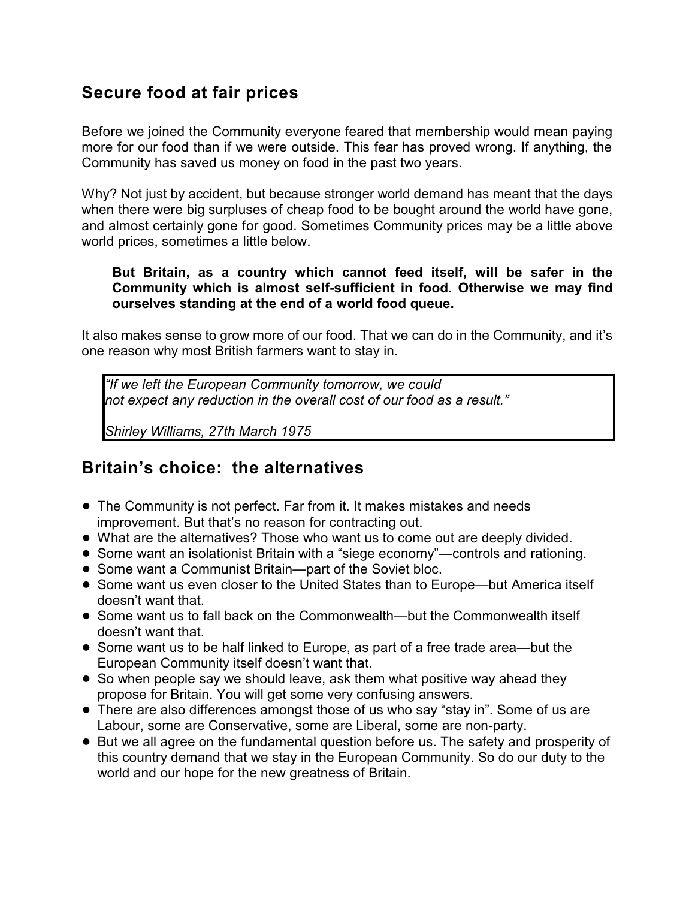## Secure food at fair prices

Before we joined the Community everyone feared that membership would mean paying more for our food than if we were outside. This fear has proved wrong. If anything, the Community has saved us money on food in the past two years.

Why? Not just by accident, but because stronger world demand has meant that the days when there were big surpluses of cheap food to be bought around the world have gone, and almost certainly gone for good. Sometimes Community prices may be a little above world prices, sometimes a little below.

> **But Britain, as a country which cannot feed itself, will be safer in the Community which is almost self-sufficient in food. Otherwise we may find ourselves standing at the end of a world food queue.**

It also makes sense to grow more of our food. That we can do in the Community, and it's one reason why most British farmers want to stay in.

> *"If we left the European Community tomorrow, we could not expect any reduction in the overall cost of our food as a result."*
>
> *Shirley Williams, 27th March 1975*

## Britain's choice: the alternatives

- The Community is not perfect. Far from it. It makes mistakes and needs improvement. But that's no reason for contracting out.
- What are the alternatives? Those who want us to come out are deeply divided.
- Some want an isolationist Britain with a "siege economy"—controls and rationing.
- Some want a Communist Britain—part of the Soviet bloc.
- Some want us even closer to the United States than to Europe—but America itself doesn't want that.
- Some want us to fall back on the Commonwealth—but the Commonwealth itself doesn't want that.
- Some want us to be half linked to Europe, as part of a free trade area—but the European Community itself doesn't want that.
- So when people say we should leave, ask them what positive way ahead they propose for Britain. You will get some very confusing answers.
- There are also differences amongst those of us who say "stay in". Some of us are Labour, some are Conservative, some are Liberal, some are non-party.
- But we all agree on the fundamental question before us. The safety and prosperity of this country demand that we stay in the European Community. So do our duty to the world and our hope for the new greatness of Britain.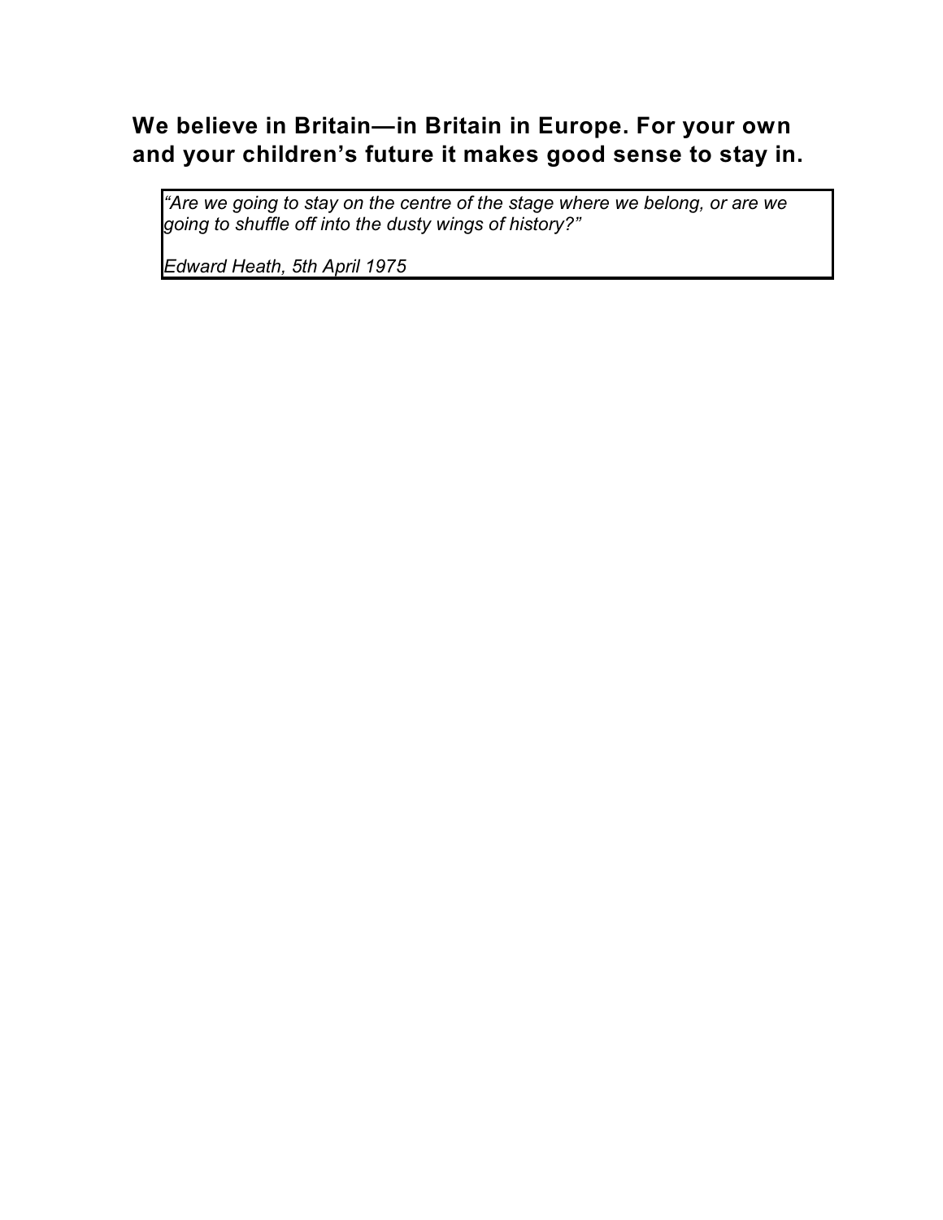**We believe in Britain—in Britain in Europe. For your own and your children's future it makes good sense to stay in.**

> *"Are we going to stay on the centre of the stage where we belong, or are we going to shuffle off into the dusty wings of history?"*
>
> *Edward Heath, 5th April 1975*